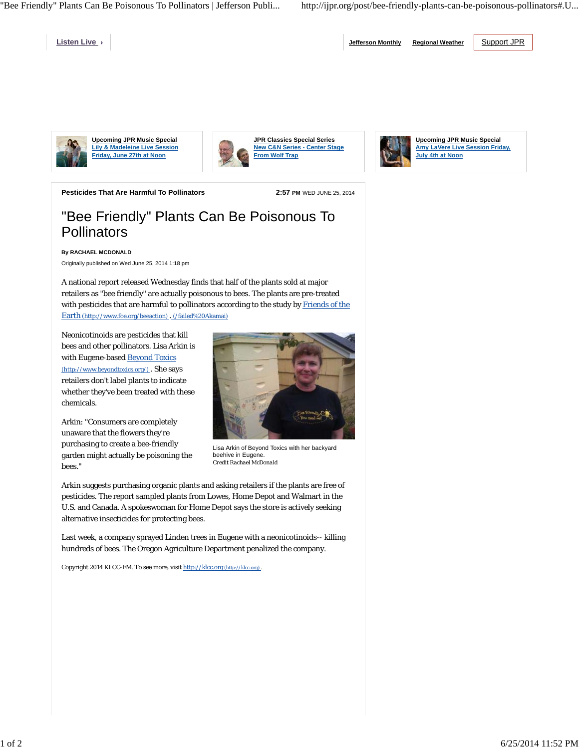Listen Live

Jefferson Monthly | Regional Weather | Support JPR

**Upcoming JPR Music Special**
Lily & Madeleine Live Session Friday, June 27th at Noon

**JPR Classics Special Series**
New C&N Series - Center Stage From Wolf Trap

**Upcoming JPR Music Special**
Amy LaVere Live Session Friday, July 4th at Noon

**Pesticides That Are Harmful To Pollinators** — **2:57 PM** WED JUNE 25, 2014

# "Bee Friendly" Plants Can Be Poisonous To Pollinators

**By RACHAEL MCDONALD**

Originally published on Wed June 25, 2014 1:18 pm

A national report released Wednesday finds that half of the plants sold at major retailers as "bee friendly" are actually poisonous to bees. The plants are pre-treated with pesticides that are harmful to pollinators according to the study by Friends of the Earth (http://www.foe.org/beeaction) . (/failed%20Akamai)

Neonicotinoids are pesticides that kill bees and other pollinators. Lisa Arkin is with Eugene-based Beyond Toxics (http://www.beyondtoxics.org/) . She says retailers don't label plants to indicate whether they've been treated with these chemicals.

Arkin: "Consumers are completely unaware that the flowers they're purchasing to create a bee-friendly garden might actually be poisoning the bees."

Lisa Arkin of Beyond Toxics with her backyard beehive in Eugene.
Credit Rachael McDonald

Arkin suggests purchasing organic plants and asking retailers if the plants are free of pesticides. The report sampled plants from Lowes, Home Depot and Walmart in the U.S. and Canada. A spokeswoman for Home Depot says the store is actively seeking alternative insecticides for protecting bees.

Last week, a company sprayed Linden trees in Eugene with a neonicotinoids-- killing hundreds of bees. The Oregon Agriculture Department penalized the company.

Copyright 2014 KLCC-FM. To see more, visit http://klcc.org (http://klcc.org) .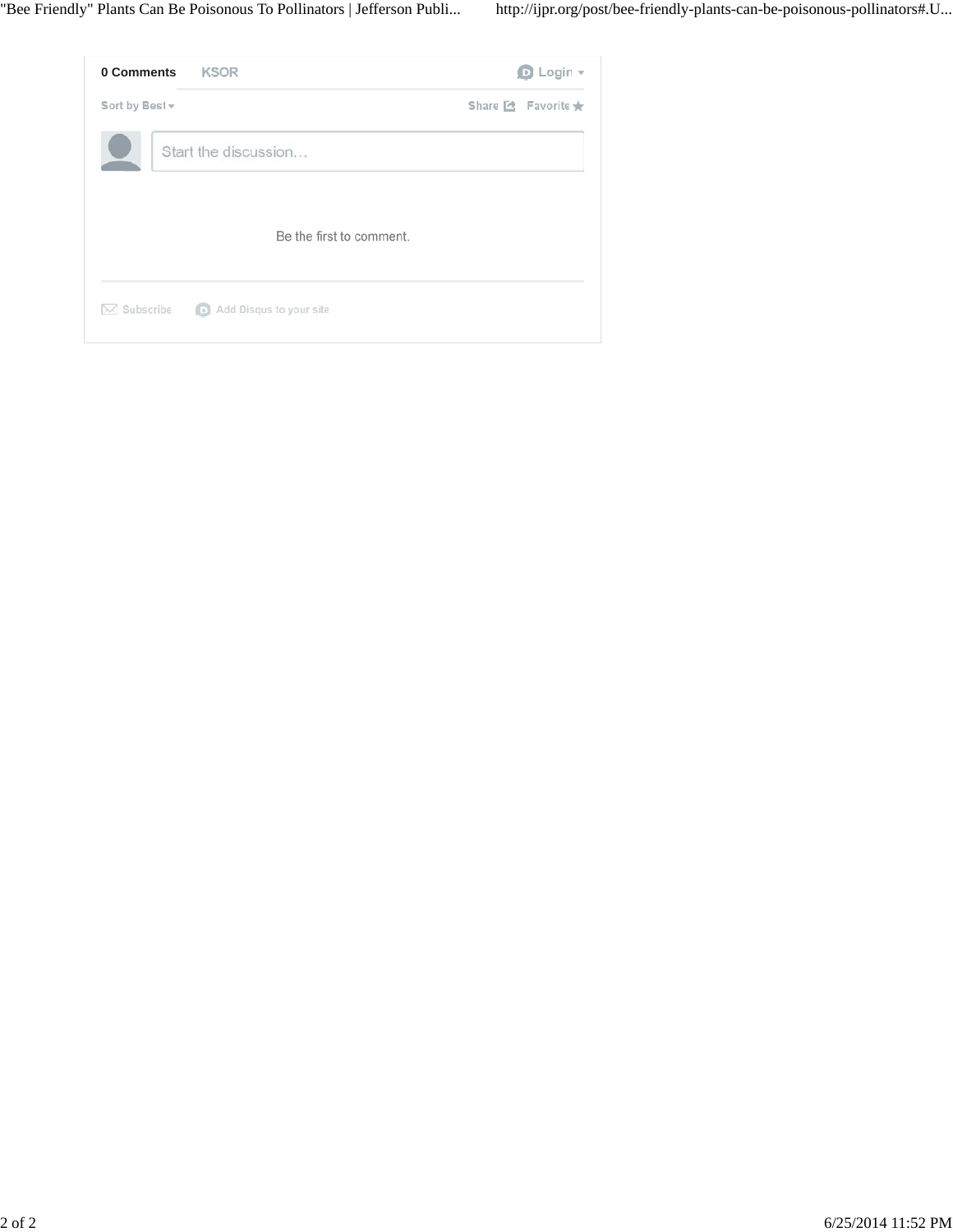0 Comments KSOR

Login

Sort by Best

Share Favorite

Start the discussion…

Be the first to comment.

Subscribe

Add Disqus to your site